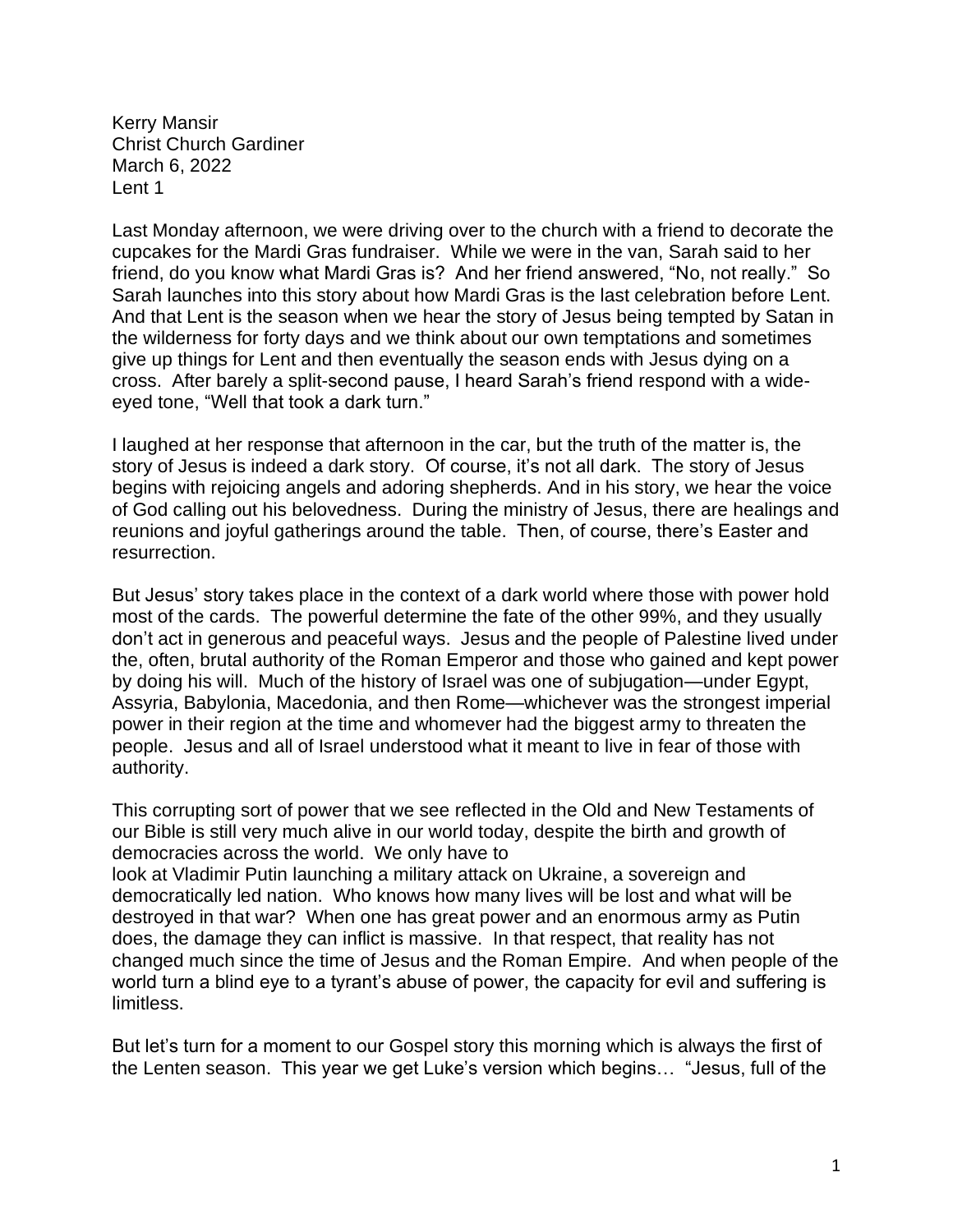Kerry Mansir
Christ Church Gardiner
March 6, 2022
Lent 1

Last Monday afternoon, we were driving over to the church with a friend to decorate the cupcakes for the Mardi Gras fundraiser. While we were in the van, Sarah said to her friend, do you know what Mardi Gras is? And her friend answered, "No, not really." So Sarah launches into this story about how Mardi Gras is the last celebration before Lent. And that Lent is the season when we hear the story of Jesus being tempted by Satan in the wilderness for forty days and we think about our own temptations and sometimes give up things for Lent and then eventually the season ends with Jesus dying on a cross. After barely a split-second pause, I heard Sarah's friend respond with a wide-eyed tone, "Well that took a dark turn."

I laughed at her response that afternoon in the car, but the truth of the matter is, the story of Jesus is indeed a dark story. Of course, it's not all dark. The story of Jesus begins with rejoicing angels and adoring shepherds. And in his story, we hear the voice of God calling out his belovedness. During the ministry of Jesus, there are healings and reunions and joyful gatherings around the table. Then, of course, there's Easter and resurrection.

But Jesus' story takes place in the context of a dark world where those with power hold most of the cards. The powerful determine the fate of the other 99%, and they usually don't act in generous and peaceful ways. Jesus and the people of Palestine lived under the, often, brutal authority of the Roman Emperor and those who gained and kept power by doing his will. Much of the history of Israel was one of subjugation—under Egypt, Assyria, Babylonia, Macedonia, and then Rome—whichever was the strongest imperial power in their region at the time and whomever had the biggest army to threaten the people. Jesus and all of Israel understood what it meant to live in fear of those with authority.

This corrupting sort of power that we see reflected in the Old and New Testaments of our Bible is still very much alive in our world today, despite the birth and growth of democracies across the world. We only have to look at Vladimir Putin launching a military attack on Ukraine, a sovereign and democratically led nation. Who knows how many lives will be lost and what will be destroyed in that war? When one has great power and an enormous army as Putin does, the damage they can inflict is massive. In that respect, that reality has not changed much since the time of Jesus and the Roman Empire. And when people of the world turn a blind eye to a tyrant's abuse of power, the capacity for evil and suffering is limitless.

But let's turn for a moment to our Gospel story this morning which is always the first of the Lenten season. This year we get Luke's version which begins… "Jesus, full of the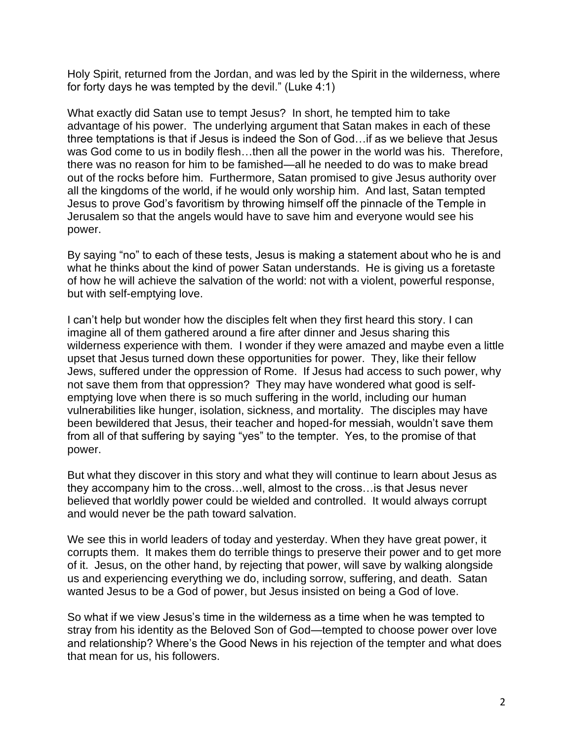Holy Spirit, returned from the Jordan, and was led by the Spirit in the wilderness, where for forty days he was tempted by the devil." (Luke 4:1)

What exactly did Satan use to tempt Jesus? In short, he tempted him to take advantage of his power. The underlying argument that Satan makes in each of these three temptations is that if Jesus is indeed the Son of God…if as we believe that Jesus was God come to us in bodily flesh…then all the power in the world was his. Therefore, there was no reason for him to be famished—all he needed to do was to make bread out of the rocks before him. Furthermore, Satan promised to give Jesus authority over all the kingdoms of the world, if he would only worship him. And last, Satan tempted Jesus to prove God's favoritism by throwing himself off the pinnacle of the Temple in Jerusalem so that the angels would have to save him and everyone would see his power.

By saying "no" to each of these tests, Jesus is making a statement about who he is and what he thinks about the kind of power Satan understands. He is giving us a foretaste of how he will achieve the salvation of the world: not with a violent, powerful response, but with self-emptying love.

I can't help but wonder how the disciples felt when they first heard this story. I can imagine all of them gathered around a fire after dinner and Jesus sharing this wilderness experience with them. I wonder if they were amazed and maybe even a little upset that Jesus turned down these opportunities for power. They, like their fellow Jews, suffered under the oppression of Rome. If Jesus had access to such power, why not save them from that oppression? They may have wondered what good is self-emptying love when there is so much suffering in the world, including our human vulnerabilities like hunger, isolation, sickness, and mortality. The disciples may have been bewildered that Jesus, their teacher and hoped-for messiah, wouldn't save them from all of that suffering by saying "yes" to the tempter. Yes, to the promise of that power.

But what they discover in this story and what they will continue to learn about Jesus as they accompany him to the cross…well, almost to the cross…is that Jesus never believed that worldly power could be wielded and controlled. It would always corrupt and would never be the path toward salvation.

We see this in world leaders of today and yesterday. When they have great power, it corrupts them. It makes them do terrible things to preserve their power and to get more of it. Jesus, on the other hand, by rejecting that power, will save by walking alongside us and experiencing everything we do, including sorrow, suffering, and death. Satan wanted Jesus to be a God of power, but Jesus insisted on being a God of love.

So what if we view Jesus's time in the wilderness as a time when he was tempted to stray from his identity as the Beloved Son of God—tempted to choose power over love and relationship? Where's the Good News in his rejection of the tempter and what does that mean for us, his followers.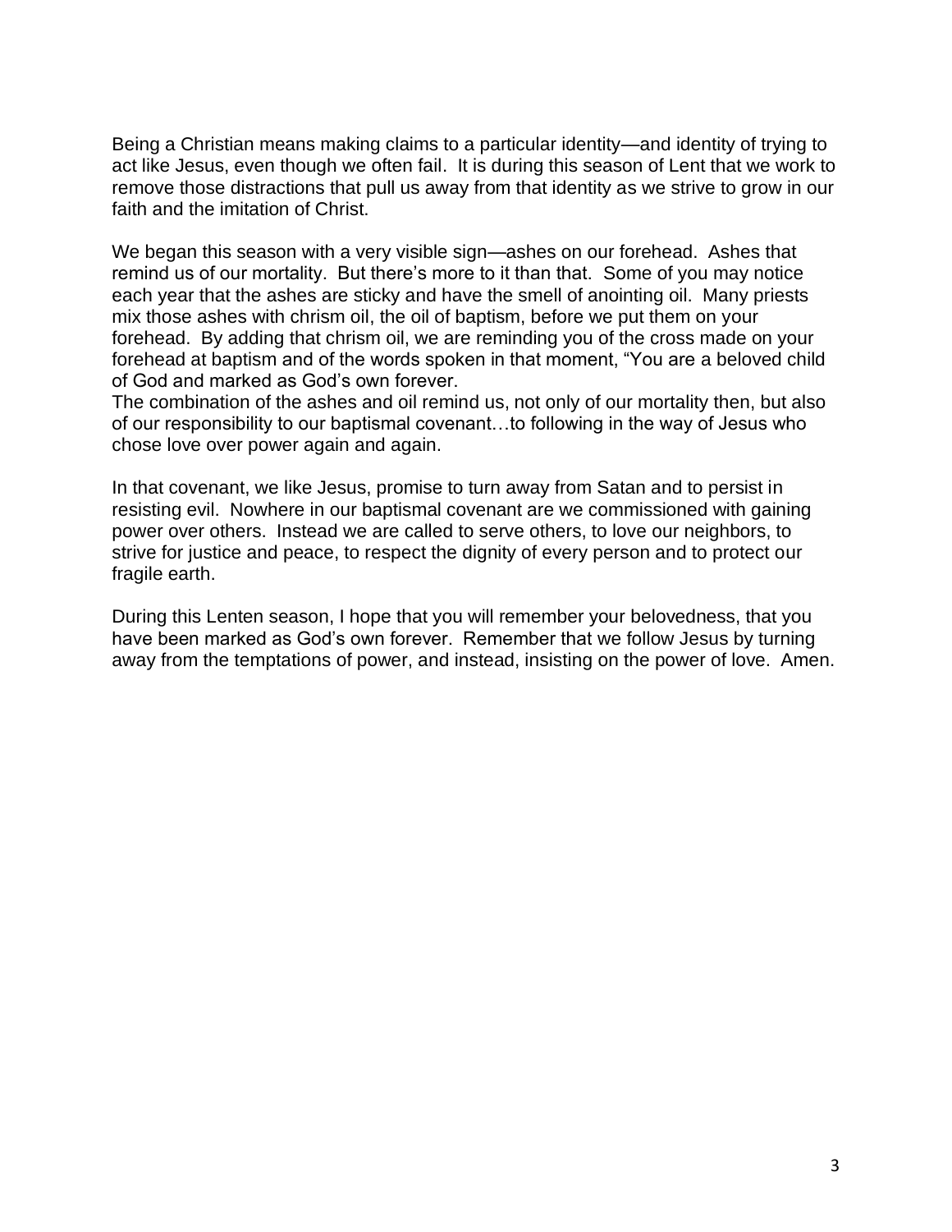Being a Christian means making claims to a particular identity—and identity of trying to act like Jesus, even though we often fail. It is during this season of Lent that we work to remove those distractions that pull us away from that identity as we strive to grow in our faith and the imitation of Christ.

We began this season with a very visible sign—ashes on our forehead. Ashes that remind us of our mortality. But there's more to it than that. Some of you may notice each year that the ashes are sticky and have the smell of anointing oil. Many priests mix those ashes with chrism oil, the oil of baptism, before we put them on your forehead. By adding that chrism oil, we are reminding you of the cross made on your forehead at baptism and of the words spoken in that moment, "You are a beloved child of God and marked as God's own forever.
The combination of the ashes and oil remind us, not only of our mortality then, but also of our responsibility to our baptismal covenant…to following in the way of Jesus who chose love over power again and again.

In that covenant, we like Jesus, promise to turn away from Satan and to persist in resisting evil. Nowhere in our baptismal covenant are we commissioned with gaining power over others. Instead we are called to serve others, to love our neighbors, to strive for justice and peace, to respect the dignity of every person and to protect our fragile earth.

During this Lenten season, I hope that you will remember your belovedness, that you have been marked as God's own forever. Remember that we follow Jesus by turning away from the temptations of power, and instead, insisting on the power of love. Amen.